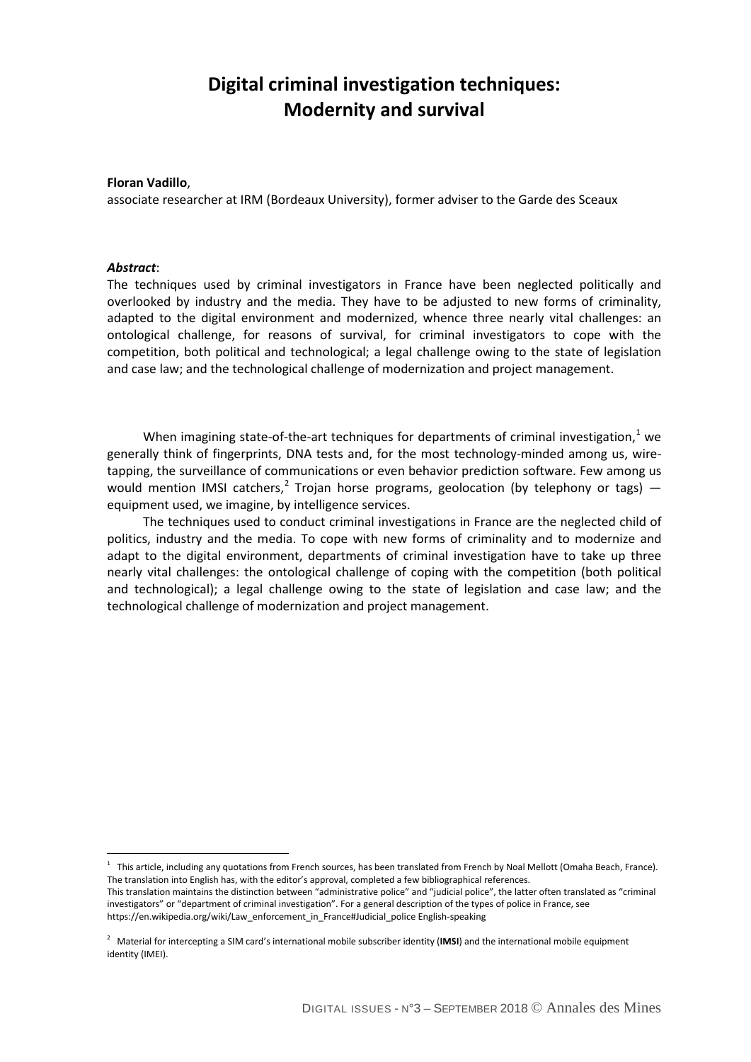# Digital criminal investigation techniques: Modernity and survival

**Floran Vadillo**,

associate researcher at IRM (Bordeaux University), former adviser to the Garde des Sceaux

***Abstract***:

The techniques used by criminal investigators in France have been neglected politically and overlooked by industry and the media. They have to be adjusted to new forms of criminality, adapted to the digital environment and modernized, whence three nearly vital challenges: an ontological challenge, for reasons of survival, for criminal investigators to cope with the competition, both political and technological; a legal challenge owing to the state of legislation and case law; and the technological challenge of modernization and project management.

When imagining state-of-the-art techniques for departments of criminal investigation,[1] we generally think of fingerprints, DNA tests and, for the most technology-minded among us, wire-tapping, the surveillance of communications or even behavior prediction software. Few among us would mention IMSI catchers,[2] Trojan horse programs, geolocation (by telephony or tags) — equipment used, we imagine, by intelligence services.

The techniques used to conduct criminal investigations in France are the neglected child of politics, industry and the media. To cope with new forms of criminality and to modernize and adapt to the digital environment, departments of criminal investigation have to take up three nearly vital challenges: the ontological challenge of coping with the competition (both political and technological); a legal challenge owing to the state of legislation and case law; and the technological challenge of modernization and project management.

---

[1] This article, including any quotations from French sources, has been translated from French by Noal Mellott (Omaha Beach, France). The translation into English has, with the editor's approval, completed a few bibliographical references.
This translation maintains the distinction between "administrative police" and "judicial police", the latter often translated as "criminal investigators" or "department of criminal investigation". For a general description of the types of police in France, see https://en.wikipedia.org/wiki/Law_enforcement_in_France#Judicial_police English-speaking

[2] Material for intercepting a SIM card's international mobile subscriber identity (**IMSI**) and the international mobile equipment identity (IMEI).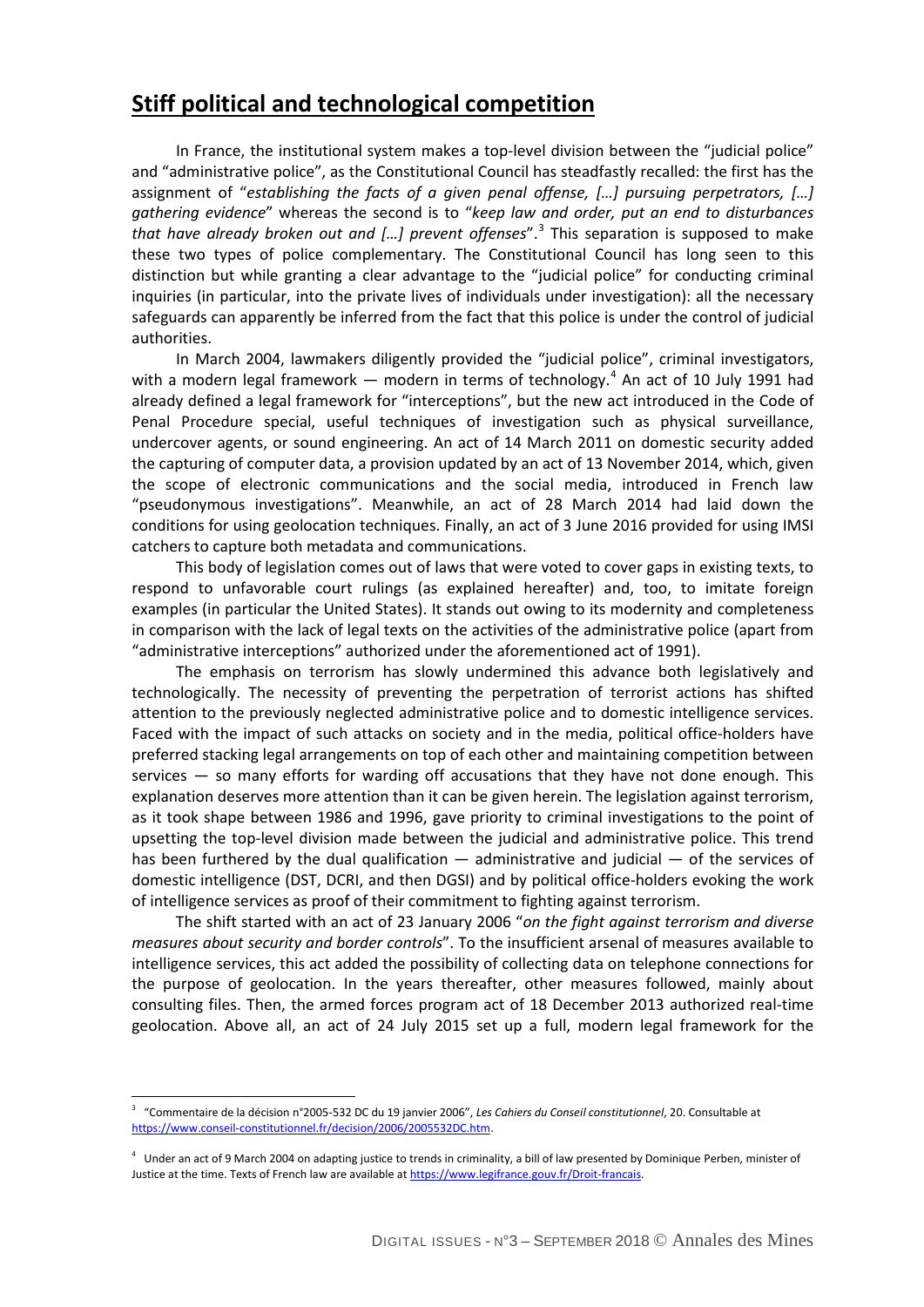## Stiff political and technological competition

In France, the institutional system makes a top-level division between the "judicial police" and "administrative police", as the Constitutional Council has steadfastly recalled: the first has the assignment of "*establishing the facts of a given penal offense, […] pursuing perpetrators, […] gathering evidence*" whereas the second is to "*keep law and order, put an end to disturbances that have already broken out and […] prevent offenses*".[3] This separation is supposed to make these two types of police complementary. The Constitutional Council has long seen to this distinction but while granting a clear advantage to the "judicial police" for conducting criminal inquiries (in particular, into the private lives of individuals under investigation): all the necessary safeguards can apparently be inferred from the fact that this police is under the control of judicial authorities.

In March 2004, lawmakers diligently provided the "judicial police", criminal investigators, with a modern legal framework — modern in terms of technology.[4] An act of 10 July 1991 had already defined a legal framework for "interceptions", but the new act introduced in the Code of Penal Procedure special, useful techniques of investigation such as physical surveillance, undercover agents, or sound engineering. An act of 14 March 2011 on domestic security added the capturing of computer data, a provision updated by an act of 13 November 2014, which, given the scope of electronic communications and the social media, introduced in French law "pseudonymous investigations". Meanwhile, an act of 28 March 2014 had laid down the conditions for using geolocation techniques. Finally, an act of 3 June 2016 provided for using IMSI catchers to capture both metadata and communications.

This body of legislation comes out of laws that were voted to cover gaps in existing texts, to respond to unfavorable court rulings (as explained hereafter) and, too, to imitate foreign examples (in particular the United States). It stands out owing to its modernity and completeness in comparison with the lack of legal texts on the activities of the administrative police (apart from "administrative interceptions" authorized under the aforementioned act of 1991).

The emphasis on terrorism has slowly undermined this advance both legislatively and technologically. The necessity of preventing the perpetration of terrorist actions has shifted attention to the previously neglected administrative police and to domestic intelligence services. Faced with the impact of such attacks on society and in the media, political office-holders have preferred stacking legal arrangements on top of each other and maintaining competition between services — so many efforts for warding off accusations that they have not done enough. This explanation deserves more attention than it can be given herein. The legislation against terrorism, as it took shape between 1986 and 1996, gave priority to criminal investigations to the point of upsetting the top-level division made between the judicial and administrative police. This trend has been furthered by the dual qualification — administrative and judicial — of the services of domestic intelligence (DST, DCRI, and then DGSI) and by political office-holders evoking the work of intelligence services as proof of their commitment to fighting against terrorism.

The shift started with an act of 23 January 2006 "*on the fight against terrorism and diverse measures about security and border controls*". To the insufficient arsenal of measures available to intelligence services, this act added the possibility of collecting data on telephone connections for the purpose of geolocation. In the years thereafter, other measures followed, mainly about consulting files. Then, the armed forces program act of 18 December 2013 authorized real-time geolocation. Above all, an act of 24 July 2015 set up a full, modern legal framework for the

---

[3] "Commentaire de la décision n°2005-532 DC du 19 janvier 2006", *Les Cahiers du Conseil constitutionnel*, 20. Consultable at https://www.conseil-constitutionnel.fr/decision/2006/2005532DC.htm.

[4] Under an act of 9 March 2004 on adapting justice to trends in criminality, a bill of law presented by Dominique Perben, minister of Justice at the time. Texts of French law are available at https://www.legifrance.gouv.fr/Droit-francais.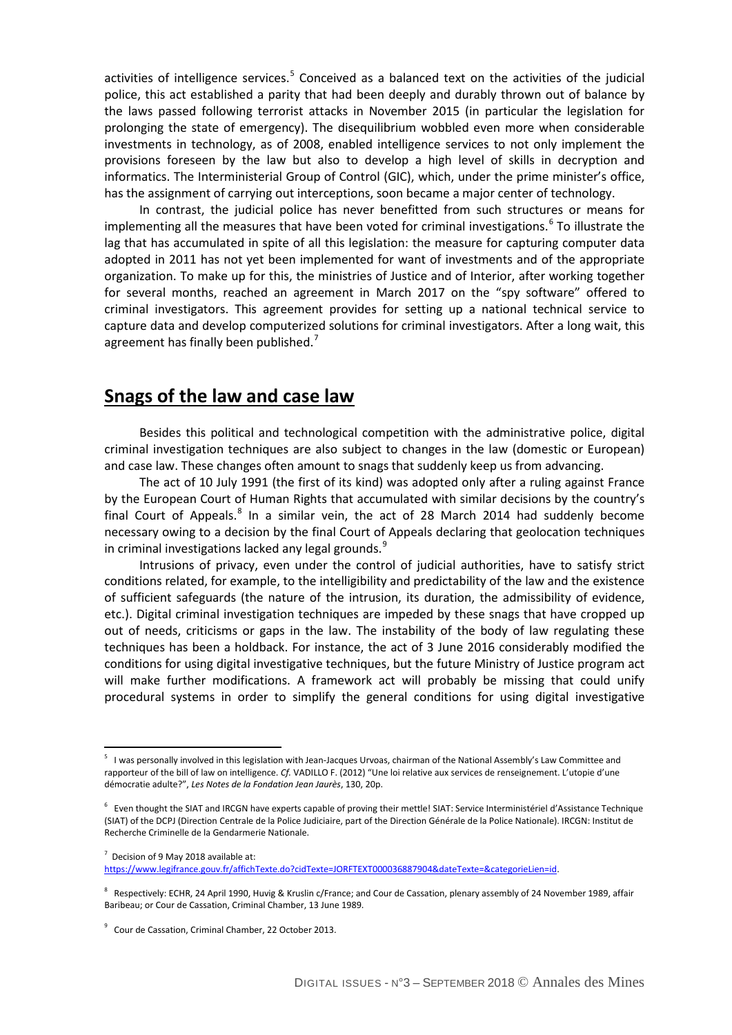activities of intelligence services.[5] Conceived as a balanced text on the activities of the judicial police, this act established a parity that had been deeply and durably thrown out of balance by the laws passed following terrorist attacks in November 2015 (in particular the legislation for prolonging the state of emergency). The disequilibrium wobbled even more when considerable investments in technology, as of 2008, enabled intelligence services to not only implement the provisions foreseen by the law but also to develop a high level of skills in decryption and informatics. The Interministerial Group of Control (GIC), which, under the prime minister's office, has the assignment of carrying out interceptions, soon became a major center of technology.

In contrast, the judicial police has never benefitted from such structures or means for implementing all the measures that have been voted for criminal investigations.[6] To illustrate the lag that has accumulated in spite of all this legislation: the measure for capturing computer data adopted in 2011 has not yet been implemented for want of investments and of the appropriate organization. To make up for this, the ministries of Justice and of Interior, after working together for several months, reached an agreement in March 2017 on the "spy software" offered to criminal investigators. This agreement provides for setting up a national technical service to capture data and develop computerized solutions for criminal investigators. After a long wait, this agreement has finally been published.[7]

## Snags of the law and case law

Besides this political and technological competition with the administrative police, digital criminal investigation techniques are also subject to changes in the law (domestic or European) and case law. These changes often amount to snags that suddenly keep us from advancing.

The act of 10 July 1991 (the first of its kind) was adopted only after a ruling against France by the European Court of Human Rights that accumulated with similar decisions by the country's final Court of Appeals.[8] In a similar vein, the act of 28 March 2014 had suddenly become necessary owing to a decision by the final Court of Appeals declaring that geolocation techniques in criminal investigations lacked any legal grounds.[9]

Intrusions of privacy, even under the control of judicial authorities, have to satisfy strict conditions related, for example, to the intelligibility and predictability of the law and the existence of sufficient safeguards (the nature of the intrusion, its duration, the admissibility of evidence, etc.). Digital criminal investigation techniques are impeded by these snags that have cropped up out of needs, criticisms or gaps in the law. The instability of the body of law regulating these techniques has been a holdback. For instance, the act of 3 June 2016 considerably modified the conditions for using digital investigative techniques, but the future Ministry of Justice program act will make further modifications. A framework act will probably be missing that could unify procedural systems in order to simplify the general conditions for using digital investigative

---

[5] I was personally involved in this legislation with Jean-Jacques Urvoas, chairman of the National Assembly's Law Committee and rapporteur of the bill of law on intelligence. *Cf.* VADILLO F. (2012) "Une loi relative aux services de renseignement. L'utopie d'une démocratie adulte?", *Les Notes de la Fondation Jean Jaurès*, 130, 20p.

[6] Even thought the SIAT and IRCGN have experts capable of proving their mettle! SIAT: Service Interministériel d'Assistance Technique (SIAT) of the DCPJ (Direction Centrale de la Police Judiciaire, part of the Direction Générale de la Police Nationale). IRCGN: Institut de Recherche Criminelle de la Gendarmerie Nationale.

[7] Decision of 9 May 2018 available at: https://www.legifrance.gouv.fr/affichTexte.do?cidTexte=JORFTEXT000036887904&dateTexte=&categorieLien=id.

[8] Respectively: ECHR, 24 April 1990, Huvig & Kruslin c/France; and Cour de Cassation, plenary assembly of 24 November 1989, affair Baribeau; or Cour de Cassation, Criminal Chamber, 13 June 1989.

[9] Cour de Cassation, Criminal Chamber, 22 October 2013.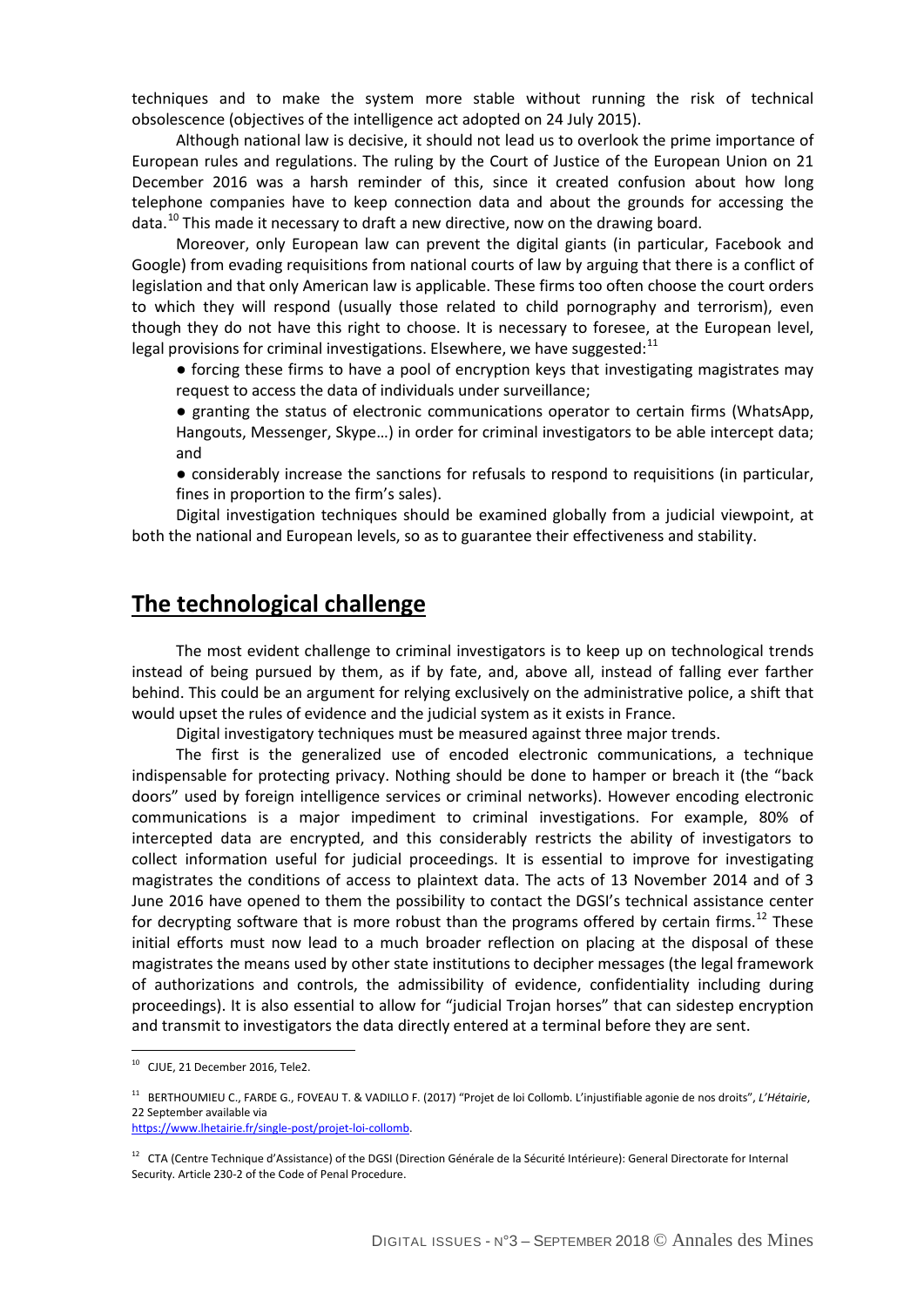techniques and to make the system more stable without running the risk of technical obsolescence (objectives of the intelligence act adopted on 24 July 2015).

Although national law is decisive, it should not lead us to overlook the prime importance of European rules and regulations. The ruling by the Court of Justice of the European Union on 21 December 2016 was a harsh reminder of this, since it created confusion about how long telephone companies have to keep connection data and about the grounds for accessing the data.[10] This made it necessary to draft a new directive, now on the drawing board.

Moreover, only European law can prevent the digital giants (in particular, Facebook and Google) from evading requisitions from national courts of law by arguing that there is a conflict of legislation and that only American law is applicable. These firms too often choose the court orders to which they will respond (usually those related to child pornography and terrorism), even though they do not have this right to choose. It is necessary to foresee, at the European level, legal provisions for criminal investigations. Elsewhere, we have suggested:[11]

- forcing these firms to have a pool of encryption keys that investigating magistrates may request to access the data of individuals under surveillance;
- granting the status of electronic communications operator to certain firms (WhatsApp, Hangouts, Messenger, Skype…) in order for criminal investigators to be able intercept data; and
- considerably increase the sanctions for refusals to respond to requisitions (in particular, fines in proportion to the firm's sales).

Digital investigation techniques should be examined globally from a judicial viewpoint, at both the national and European levels, so as to guarantee their effectiveness and stability.

## The technological challenge

The most evident challenge to criminal investigators is to keep up on technological trends instead of being pursued by them, as if by fate, and, above all, instead of falling ever farther behind. This could be an argument for relying exclusively on the administrative police, a shift that would upset the rules of evidence and the judicial system as it exists in France.

Digital investigatory techniques must be measured against three major trends.

The first is the generalized use of encoded electronic communications, a technique indispensable for protecting privacy. Nothing should be done to hamper or breach it (the "back doors" used by foreign intelligence services or criminal networks). However encoding electronic communications is a major impediment to criminal investigations. For example, 80% of intercepted data are encrypted, and this considerably restricts the ability of investigators to collect information useful for judicial proceedings. It is essential to improve for investigating magistrates the conditions of access to plaintext data. The acts of 13 November 2014 and of 3 June 2016 have opened to them the possibility to contact the DGSI's technical assistance center for decrypting software that is more robust than the programs offered by certain firms.[12] These initial efforts must now lead to a much broader reflection on placing at the disposal of these magistrates the means used by other state institutions to decipher messages (the legal framework of authorizations and controls, the admissibility of evidence, confidentiality including during proceedings). It is also essential to allow for "judicial Trojan horses" that can sidestep encryption and transmit to investigators the data directly entered at a terminal before they are sent.

---

[10] CJUE, 21 December 2016, Tele2.

[11] BERTHOUMIEU C., FARDE G., FOVEAU T. & VADILLO F. (2017) "Projet de loi Collomb. L'injustifiable agonie de nos droits", *L'Hétairie*, 22 September available via https://www.lhetairie.fr/single-post/projet-loi-collomb.

[12] CTA (Centre Technique d'Assistance) of the DGSI (Direction Générale de la Sécurité Intérieure): General Directorate for Internal Security. Article 230-2 of the Code of Penal Procedure.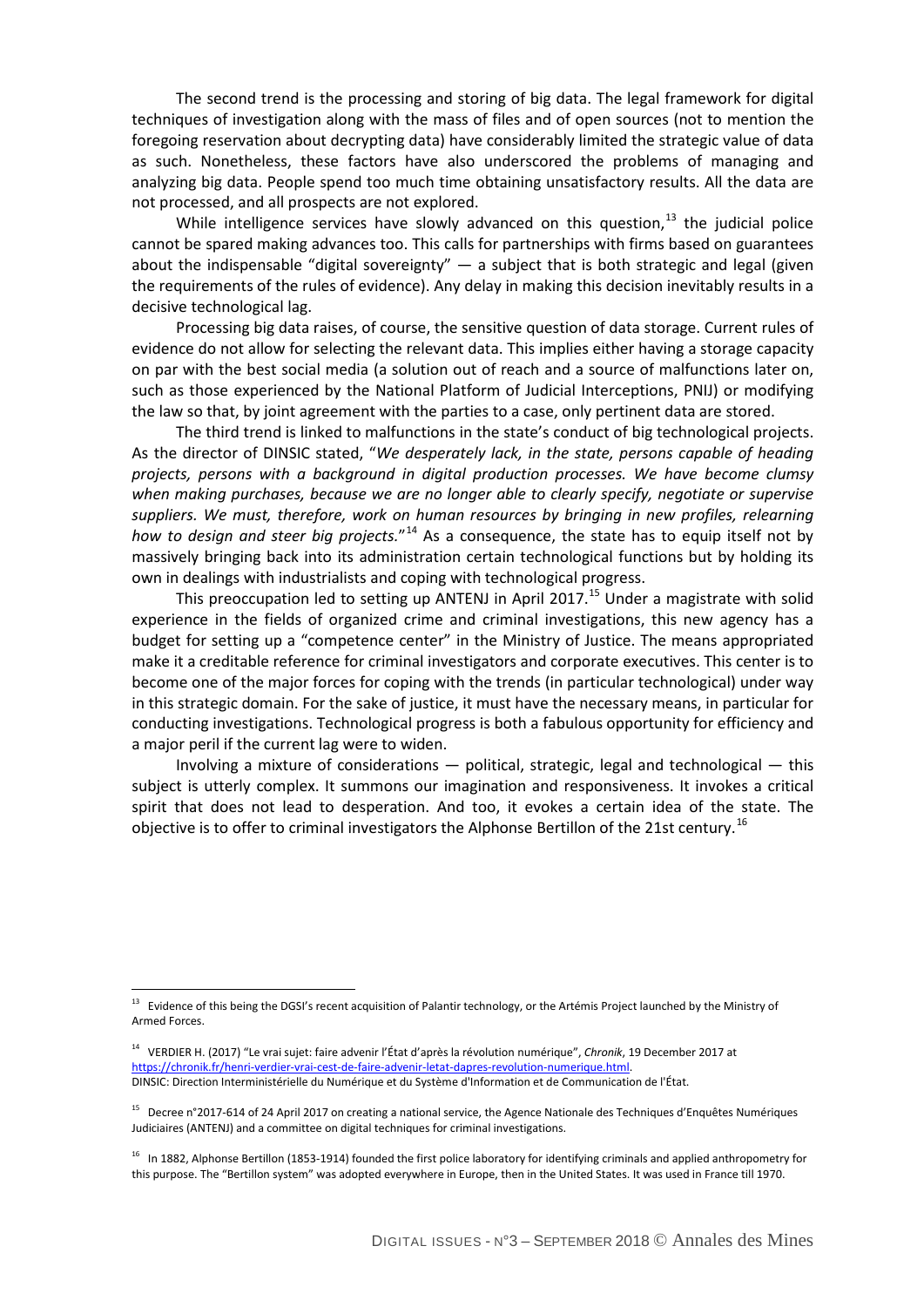The second trend is the processing and storing of big data. The legal framework for digital techniques of investigation along with the mass of files and of open sources (not to mention the foregoing reservation about decrypting data) have considerably limited the strategic value of data as such. Nonetheless, these factors have also underscored the problems of managing and analyzing big data. People spend too much time obtaining unsatisfactory results. All the data are not processed, and all prospects are not explored.

While intelligence services have slowly advanced on this question,[13] the judicial police cannot be spared making advances too. This calls for partnerships with firms based on guarantees about the indispensable "digital sovereignty" — a subject that is both strategic and legal (given the requirements of the rules of evidence). Any delay in making this decision inevitably results in a decisive technological lag.

Processing big data raises, of course, the sensitive question of data storage. Current rules of evidence do not allow for selecting the relevant data. This implies either having a storage capacity on par with the best social media (a solution out of reach and a source of malfunctions later on, such as those experienced by the National Platform of Judicial Interceptions, PNIJ) or modifying the law so that, by joint agreement with the parties to a case, only pertinent data are stored.

The third trend is linked to malfunctions in the state's conduct of big technological projects. As the director of DINSIC stated, "*We desperately lack, in the state, persons capable of heading projects, persons with a background in digital production processes. We have become clumsy when making purchases, because we are no longer able to clearly specify, negotiate or supervise suppliers. We must, therefore, work on human resources by bringing in new profiles, relearning how to design and steer big projects.*"[14] As a consequence, the state has to equip itself not by massively bringing back into its administration certain technological functions but by holding its own in dealings with industrialists and coping with technological progress.

This preoccupation led to setting up ANTENJ in April 2017.[15] Under a magistrate with solid experience in the fields of organized crime and criminal investigations, this new agency has a budget for setting up a "competence center" in the Ministry of Justice. The means appropriated make it a creditable reference for criminal investigators and corporate executives. This center is to become one of the major forces for coping with the trends (in particular technological) under way in this strategic domain. For the sake of justice, it must have the necessary means, in particular for conducting investigations. Technological progress is both a fabulous opportunity for efficiency and a major peril if the current lag were to widen.

Involving a mixture of considerations — political, strategic, legal and technological — this subject is utterly complex. It summons our imagination and responsiveness. It invokes a critical spirit that does not lead to desperation. And too, it evokes a certain idea of the state. The objective is to offer to criminal investigators the Alphonse Bertillon of the 21st century.[16]

---

[13] Evidence of this being the DGSI's recent acquisition of Palantir technology, or the Artémis Project launched by the Ministry of Armed Forces.

[14] VERDIER H. (2017) "Le vrai sujet: faire advenir l'État d'après la révolution numérique", *Chronik*, 19 December 2017 at https://chronik.fr/henri-verdier-vrai-cest-de-faire-advenir-letat-dapres-revolution-numerique.html.
DINSIC: Direction Interministérielle du Numérique et du Système d'Information et de Communication de l'État.

[15] Decree n°2017-614 of 24 April 2017 on creating a national service, the Agence Nationale des Techniques d'Enquêtes Numériques Judiciaires (ANTENJ) and a committee on digital techniques for criminal investigations.

[16] In 1882, Alphonse Bertillon (1853-1914) founded the first police laboratory for identifying criminals and applied anthropometry for this purpose. The "Bertillon system" was adopted everywhere in Europe, then in the United States. It was used in France till 1970.